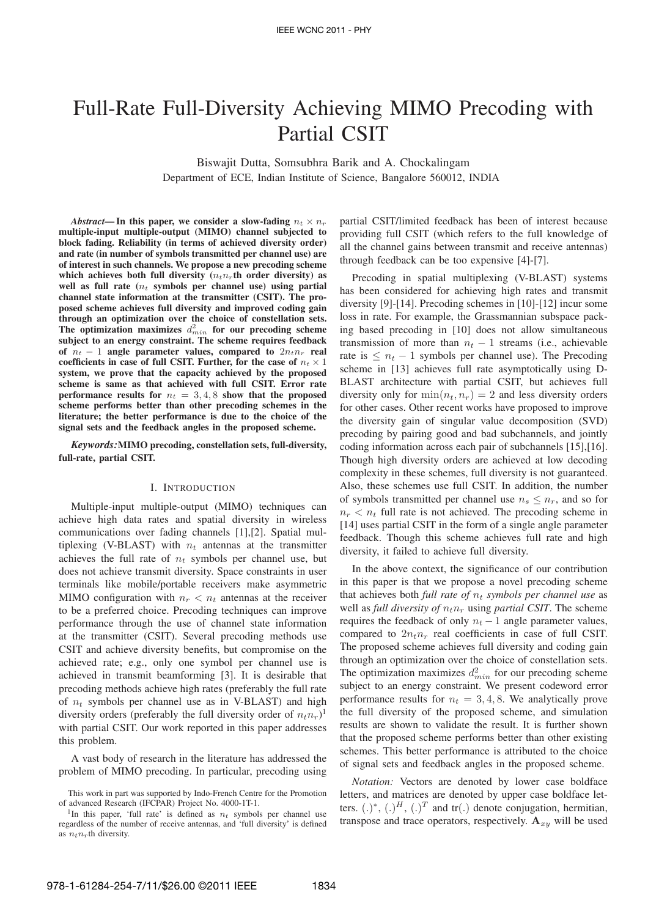# Full-Rate Full-Diversity Achieving MIMO Precoding with Partial CSIT

Biswajit Dutta, Somsubhra Barik and A. Chockalingam

Department of ECE, Indian Institute of Science, Bangalore 560012, INDIA

***Abstract*— In this paper, we consider a slow-fading $n_t \times n_r$ multiple-input multiple-output (MIMO) channel subjected to block fading. Reliability (in terms of achieved diversity order) and rate (in number of symbols transmitted per channel use) are of interest in such channels. We propose a new precoding scheme which achieves both full diversity ($n_t n_r$th order diversity) as well as full rate ($n_t$ symbols per channel use) using partial channel state information at the transmitter (CSIT). The proposed scheme achieves full diversity and improved coding gain through an optimization over the choice of constellation sets. The optimization maximizes $d^2_{min}$ for our precoding scheme subject to an energy constraint. The scheme requires feedback of $n_t - 1$ angle parameter values, compared to $2n_t n_r$ real coefficients in case of full CSIT. Further, for the case of $n_t \times 1$ system, we prove that the capacity achieved by the proposed scheme is same as that achieved with full CSIT. Error rate performance results for $n_t = 3, 4, 8$ show that the proposed scheme performs better than other precoding schemes in the literature; the better performance is due to the choice of the signal sets and the feedback angles in the proposed scheme.**

***Keywords:*MIMO precoding, constellation sets, full-diversity, full-rate, partial CSIT.**

## I. INTRODUCTION

Multiple-input multiple-output (MIMO) techniques can achieve high data rates and spatial diversity in wireless communications over fading channels [1],[2]. Spatial multiplexing (V-BLAST) with $n_t$ antennas at the transmitter achieves the full rate of $n_t$ symbols per channel use, but does not achieve transmit diversity. Space constraints in user terminals like mobile/portable receivers make asymmetric MIMO configuration with $n_r < n_t$ antennas at the receiver to be a preferred choice. Precoding techniques can improve performance through the use of channel state information at the transmitter (CSIT). Several precoding methods use CSIT and achieve diversity benefits, but compromise on the achieved rate; e.g., only one symbol per channel use is achieved in transmit beamforming [3]. It is desirable that precoding methods achieve high rates (preferably the full rate of $n_t$ symbols per channel use as in V-BLAST) and high diversity orders (preferably the full diversity order of $n_t n_r$)[1] with partial CSIT. Our work reported in this paper addresses this problem.

A vast body of research in the literature has addressed the problem of MIMO precoding. In particular, precoding using partial CSIT/limited feedback has been of interest because providing full CSIT (which refers to the full knowledge of all the channel gains between transmit and receive antennas) through feedback can be too expensive [4]-[7].

Precoding in spatial multiplexing (V-BLAST) systems has been considered for achieving high rates and transmit diversity [9]-[14]. Precoding schemes in [10]-[12] incur some loss in rate. For example, the Grassmannian subspace packing based precoding in [10] does not allow simultaneous transmission of more than $n_t - 1$ streams (i.e., achievable rate is $\leq n_t - 1$ symbols per channel use). The Precoding scheme in [13] achieves full rate asymptotically using D-BLAST architecture with partial CSIT, but achieves full diversity only for $\min(n_t, n_r) = 2$ and less diversity orders for other cases. Other recent works have proposed to improve the diversity gain of singular value decomposition (SVD) precoding by pairing good and bad subchannels, and jointly coding information across each pair of subchannels [15],[16]. Though high diversity orders are achieved at low decoding complexity in these schemes, full diversity is not guaranteed. Also, these schemes use full CSIT. In addition, the number of symbols transmitted per channel use $n_s \leq n_r$, and so for $n_r < n_t$ full rate is not achieved. The precoding scheme in [14] uses partial CSIT in the form of a single angle parameter feedback. Though this scheme achieves full rate and high diversity, it failed to achieve full diversity.

In the above context, the significance of our contribution in this paper is that we propose a novel precoding scheme that achieves both *full rate of $n_t$ symbols per channel use* as well as *full diversity of $n_t n_r$* using *partial CSIT*. The scheme requires the feedback of only $n_t - 1$ angle parameter values, compared to $2n_t n_r$ real coefficients in case of full CSIT. The proposed scheme achieves full diversity and coding gain through an optimization over the choice of constellation sets. The optimization maximizes $d^2_{min}$ for our precoding scheme subject to an energy constraint. We present codeword error performance results for $n_t = 3, 4, 8$. We analytically prove the full diversity of the proposed scheme, and simulation results are shown to validate the result. It is further shown that the proposed scheme performs better than other existing schemes. This better performance is attributed to the choice of signal sets and feedback angles in the proposed scheme.

*Notation:* Vectors are denoted by lower case boldface letters, and matrices are denoted by upper case boldface letters. $(.)^*$, $(.)^H$, $(.)^T$ and tr$(.)$ denote conjugation, hermitian, transpose and trace operators, respectively. $\mathbf{A}_{xy}$ will be used

---

This work in part was supported by Indo-French Centre for the Promotion of advanced Research (IFCPAR) Project No. 4000-1T-1.

[1]In this paper, 'full rate' is defined as $n_t$ symbols per channel use regardless of the number of receive antennas, and 'full diversity' is defined as $n_t n_r$th diversity.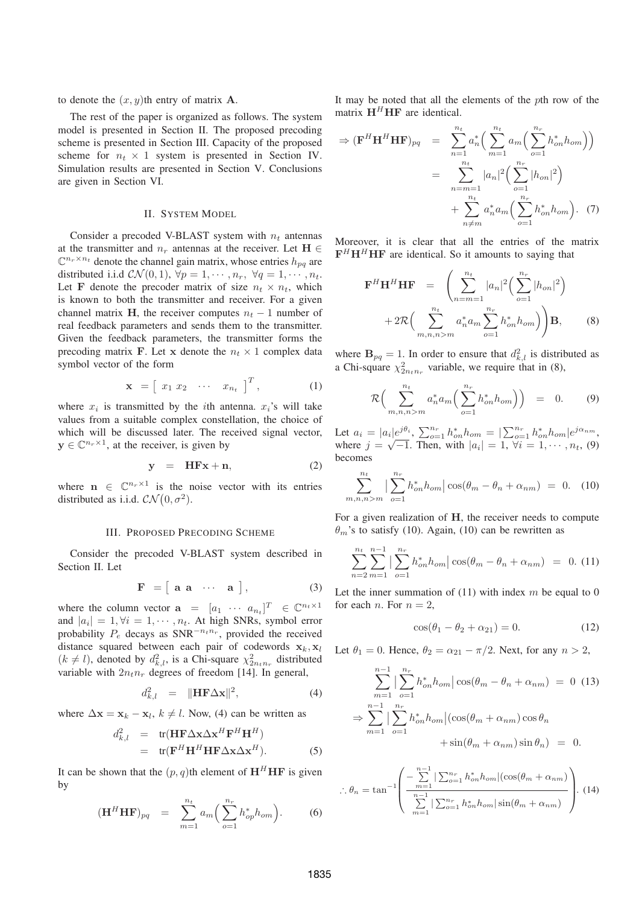to denote the $(x, y)$th entry of matrix $\mathbf{A}$.

The rest of the paper is organized as follows. The system model is presented in Section II. The proposed precoding scheme is presented in Section III. Capacity of the proposed scheme for $n_t \times 1$ system is presented in Section IV. Simulation results are presented in Section V. Conclusions are given in Section VI.

## II. System Model

Consider a precoded V-BLAST system with $n_t$ antennas at the transmitter and $n_r$ antennas at the receiver. Let $\mathbf{H} \in \mathbb{C}^{n_r \times n_t}$ denote the channel gain matrix, whose entries $h_{pq}$ are distributed i.i.d $\mathcal{CN}(0,1)$, $\forall p = 1, \cdots, n_r$, $\forall q = 1, \cdots, n_t$. Let $\mathbf{F}$ denote the precoder matrix of size $n_t \times n_t$, which is known to both the transmitter and receiver. For a given channel matrix $\mathbf{H}$, the receiver computes $n_t - 1$ number of real feedback parameters and sends them to the transmitter. Given the feedback parameters, the transmitter forms the precoding matrix $\mathbf{F}$. Let $\mathbf{x}$ denote the $n_t \times 1$ complex data symbol vector of the form

$$\mathbf{x} \;=\; \left[\begin{array}{cccc} x_1 & x_2 & \cdots & x_{n_t} \end{array}\right]^T, \tag{1}$$

where $x_i$ is transmitted by the $i$th antenna. $x_i$'s will take values from a suitable complex constellation, the choice of which will be discussed later. The received signal vector, $\mathbf{y} \in \mathbb{C}^{n_r \times 1}$, at the receiver, is given by

$$\mathbf{y} \;=\; \mathbf{H}\mathbf{F}\mathbf{x} + \mathbf{n}, \tag{2}$$

where $\mathbf{n} \in \mathbb{C}^{n_r \times 1}$ is the noise vector with its entries distributed as i.i.d. $\mathcal{CN}\big(0, \sigma^2\big)$.

## III. Proposed Precoding Scheme

Consider the precoded V-BLAST system described in Section II. Let

$$\mathbf{F} \;=\; \left[\begin{array}{cccc} \mathbf{a} & \mathbf{a} & \cdots & \mathbf{a} \end{array}\right], \tag{3}$$

where the column vector $\mathbf{a} = [a_1 \; \cdots \; a_{n_t}]^T \in \mathbb{C}^{n_t \times 1}$ and $|a_i| = 1, \forall i = 1, \cdots, n_t$. At high SNRs, symbol error probability $P_e$ decays as $\text{SNR}^{-n_t n_r}$, provided the received distance squared between each pair of codewords $\mathbf{x}_k, \mathbf{x}_l$ $(k \neq l)$, denoted by $d_{k,l}^2$, is a Chi-square $\chi^2_{2n_t n_r}$ distributed variable with $2n_t n_r$ degrees of freedom [14]. In general,

$$d_{k,l}^2 \;=\; \|\mathbf{H}\mathbf{F}\Delta\mathbf{x}\|^2, \tag{4}$$

where $\Delta\mathbf{x} = \mathbf{x}_k - \mathbf{x}_l$, $k \neq l$. Now, (4) can be written as

$$\begin{aligned} d_{k,l}^2 &= \text{tr}(\mathbf{H}\mathbf{F}\Delta\mathbf{x}\Delta\mathbf{x}^H\mathbf{F}^H\mathbf{H}^H) \\ &= \text{tr}(\mathbf{F}^H\mathbf{H}^H\mathbf{H}\mathbf{F}\Delta\mathbf{x}\Delta\mathbf{x}^H). \end{aligned} \tag{5}$$

It can be shown that the $(p, q)$th element of $\mathbf{H}^H\mathbf{H}\mathbf{F}$ is given by

$$(\mathbf{H}^H\mathbf{H}\mathbf{F})_{pq} \;=\; \sum_{m=1}^{n_t} a_m \Big(\sum_{o=1}^{n_r} h_{op}^* h_{om}\Big). \tag{6}$$

It may be noted that all the elements of the $p$th row of the matrix $\mathbf{H}^H\mathbf{H}\mathbf{F}$ are identical.

$$\begin{aligned} \Rightarrow (\mathbf{F}^H\mathbf{H}^H\mathbf{H}\mathbf{F})_{pq} &= \sum_{n=1}^{n_t} a_n^* \Big(\sum_{m=1}^{n_t} a_m \Big(\sum_{o=1}^{n_r} h_{on}^* h_{om}\Big)\Big) \\ &= \sum_{n=m=1}^{n_t} |a_n|^2 \Big(\sum_{o=1}^{n_r} |h_{on}|^2\Big) \\ &\quad + \sum_{n \neq m}^{n_t} a_n^* a_m \Big(\sum_{o=1}^{n_r} h_{on}^* h_{om}\Big). \end{aligned} \tag{7}$$

Moreover, it is clear that all the entries of the matrix $\mathbf{F}^H\mathbf{H}^H\mathbf{H}\mathbf{F}$ are identical. So it amounts to saying that

$$\begin{aligned} \mathbf{F}^H\mathbf{H}^H\mathbf{H}\mathbf{F} &= \Bigg(\sum_{n=m=1}^{n_t} |a_n|^2 \Big(\sum_{o=1}^{n_r} |h_{on}|^2\Big) \\ &\quad + 2\mathcal{R}\Big(\sum_{m,n,n>m}^{n_t} a_n^* a_m \sum_{o=1}^{n_r} h_{on}^* h_{om}\Big)\Bigg)\mathbf{B}, \end{aligned} \tag{8}$$

where $\mathbf{B}_{pq} = 1$. In order to ensure that $d_{k,l}^2$ is distributed as a Chi-square $\chi^2_{2n_t n_r}$ variable, we require that in (8),

$$\mathcal{R}\Big(\sum_{m,n,n>m}^{n_t} a_n^* a_m \Big(\sum_{o=1}^{n_r} h_{on}^* h_{om}\Big)\Big) \;=\; 0. \tag{9}$$

Let $a_i = |a_i| e^{j\theta_i}$, $\sum_{o=1}^{n_r} h_{on}^* h_{om} = |\sum_{o=1}^{n_r} h_{on}^* h_{om}| e^{j\alpha_{nm}}$, where $j = \sqrt{-1}$. Then, with $|a_i| = 1$, $\forall i = 1, \cdots, n_t$, (9) becomes

$$\sum_{m,n,n>m}^{n_t} \Big|\sum_{o=1}^{n_r} h_{on}^* h_{om}\Big| \cos(\theta_m - \theta_n + \alpha_{nm}) \;=\; 0. \tag{10}$$

For a given realization of $\mathbf{H}$, the receiver needs to compute $\theta_m$'s to satisfy (10). Again, (10) can be rewritten as

$$\sum_{n=2}^{n_t} \sum_{m=1}^{n-1} \Big|\sum_{o=1}^{n_r} h_{on}^* h_{om}\Big| \cos(\theta_m - \theta_n + \alpha_{nm}) \;=\; 0. \tag{11}$$

Let the inner summation of (11) with index $m$ be equal to 0 for each $n$. For $n = 2$,

$$\cos(\theta_1 - \theta_2 + \alpha_{21}) = 0. \tag{12}$$

Let $\theta_1 = 0$. Hence, $\theta_2 = \alpha_{21} - \pi/2$. Next, for any $n > 2$,

$$\sum_{m=1}^{n-1} \Big|\sum_{o=1}^{n_r} h_{on}^* h_{om}\Big| \cos(\theta_m - \theta_n + \alpha_{nm}) \;=\; 0 \tag{13}$$

$$\begin{aligned} \Rightarrow \sum_{m=1}^{n-1} \Big|\sum_{o=1}^{n_r} h_{on}^* h_{om}\Big| (\cos(\theta_m + \alpha_{nm}) \cos\theta_n & \\ + \sin(\theta_m + \alpha_{nm}) \sin\theta_n) &= 0. \end{aligned}$$

$$\therefore \theta_n = \tan^{-1}\left(\frac{-\sum\limits_{m=1}^{n-1} |\sum_{o=1}^{n_r} h_{on}^* h_{om}| (\cos(\theta_m + \alpha_{nm})}{\sum\limits_{m=1}^{n-1} |\sum_{o=1}^{n_r} h_{on}^* h_{om}| \sin(\theta_m + \alpha_{nm})}\right). \tag{14}$$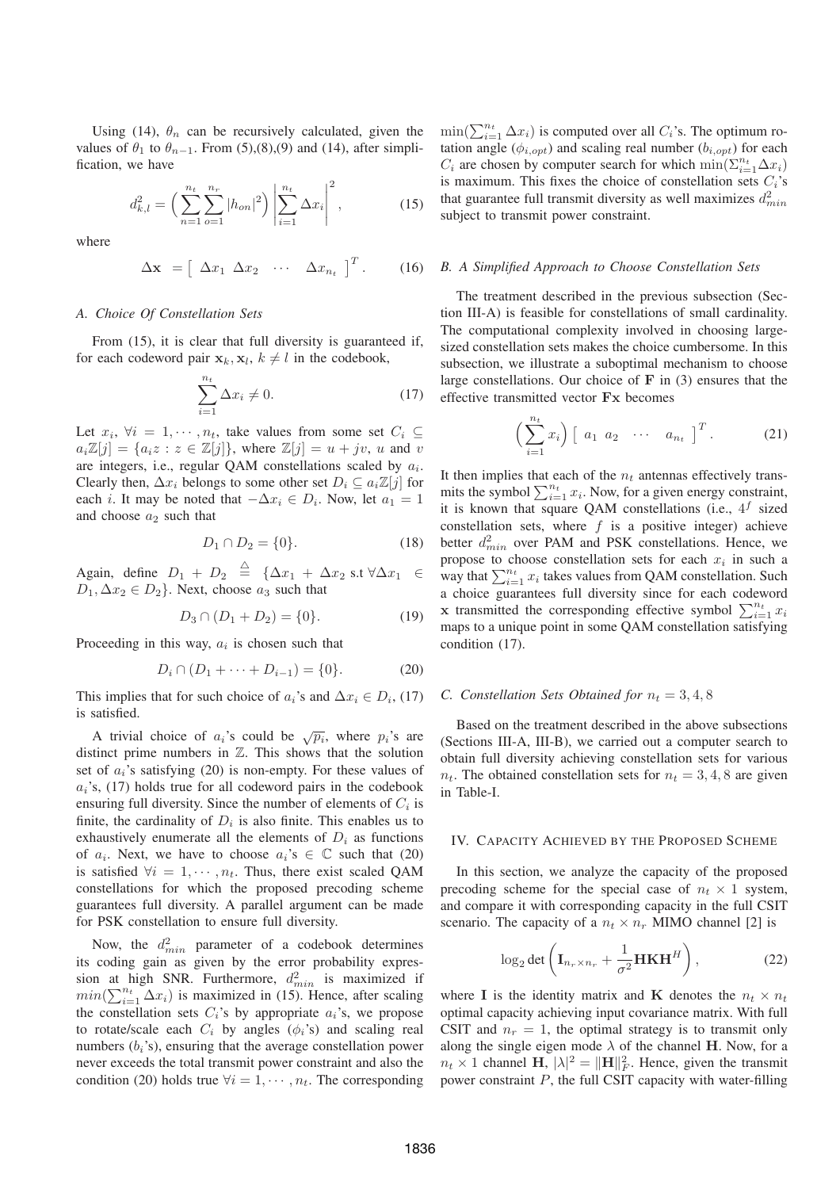Using (14), $\theta_n$ can be recursively calculated, given the values of $\theta_1$ to $\theta_{n-1}$. From (5),(8),(9) and (14), after simplification, we have

$$d_{k,l}^2 = \Big(\sum_{n=1}^{n_t}\sum_{o=1}^{n_r}|h_{on}|^2\Big)\left|\sum_{i=1}^{n_t}\Delta x_i\right|^2, \tag{15}$$

where

$$\Delta \mathbf{x} \;= \begin{bmatrix} \Delta x_1 & \Delta x_2 & \cdots & \Delta x_{n_t}\end{bmatrix}^T. \tag{16}$$

### A. Choice Of Constellation Sets

From (15), it is clear that full diversity is guaranteed if, for each codeword pair $\mathbf{x}_k, \mathbf{x}_l$, $k \neq l$ in the codebook,

$$\sum_{i=1}^{n_t}\Delta x_i \neq 0. \tag{17}$$

Let $x_i$, $\forall i = 1, \cdots, n_t$, take values from some set $C_i \subseteq a_i\mathbb{Z}[j] = \{a_i z : z \in \mathbb{Z}[j]\}$, where $\mathbb{Z}[j] = u + jv$, $u$ and $v$ are integers, i.e., regular QAM constellations scaled by $a_i$. Clearly then, $\Delta x_i$ belongs to some other set $D_i \subseteq a_i\mathbb{Z}[j]$ for each $i$. It may be noted that $-\Delta x_i \in D_i$. Now, let $a_1 = 1$ and choose $a_2$ such that

$$D_1 \cap D_2 = \{0\}. \tag{18}$$

Again, define $D_1 + D_2 \overset{\triangle}{=} \{\Delta x_1 + \Delta x_2 \text{ s.t } \forall \Delta x_1 \in D_1, \Delta x_2 \in D_2\}$. Next, choose $a_3$ such that

$$D_3 \cap (D_1 + D_2) = \{0\}. \tag{19}$$

Proceeding in this way, $a_i$ is chosen such that

$$D_i \cap (D_1 + \cdots + D_{i-1}) = \{0\}. \tag{20}$$

This implies that for such choice of $a_i$'s and $\Delta x_i \in D_i$, (17) is satisfied.

A trivial choice of $a_i$'s could be $\sqrt{p_i}$, where $p_i$'s are distinct prime numbers in $\mathbb{Z}$. This shows that the solution set of $a_i$'s satisfying (20) is non-empty. For these values of $a_i$'s, (17) holds true for all codeword pairs in the codebook ensuring full diversity. Since the number of elements of $C_i$ is finite, the cardinality of $D_i$ is also finite. This enables us to exhaustively enumerate all the elements of $D_i$ as functions of $a_i$. Next, we have to choose $a_i$'s $\in \mathbb{C}$ such that (20) is satisfied $\forall i = 1, \cdots, n_t$. Thus, there exist scaled QAM constellations for which the proposed precoding scheme guarantees full diversity. A parallel argument can be made for PSK constellation to ensure full diversity.

Now, the $d_{min}^2$ parameter of a codebook determines its coding gain as given by the error probability expression at high SNR. Furthermore, $d_{min}^2$ is maximized if $min(\sum_{i=1}^{n_t}\Delta x_i)$ is maximized in (15). Hence, after scaling the constellation sets $C_i$'s by appropriate $a_i$'s, we propose to rotate/scale each $C_i$ by angles ($\phi_i$'s) and scaling real numbers ($b_i$'s), ensuring that the average constellation power never exceeds the total transmit power constraint and also the condition (20) holds true $\forall i = 1, \cdots, n_t$. The corresponding $\min(\sum_{i=1}^{n_t}\Delta x_i)$ is computed over all $C_i$'s. The optimum rotation angle ($\phi_{i,opt}$) and scaling real number ($b_{i,opt}$) for each $C_i$ are chosen by computer search for which $\min(\Sigma_{i=1}^{n_t}\Delta x_i)$ is maximum. This fixes the choice of constellation sets $C_i$'s that guarantee full transmit diversity as well maximizes $d_{min}^2$ subject to transmit power constraint.

### B. A Simplified Approach to Choose Constellation Sets

The treatment described in the previous subsection (Section III-A) is feasible for constellations of small cardinality. The computational complexity involved in choosing large-sized constellation sets makes the choice cumbersome. In this subsection, we illustrate a suboptimal mechanism to choose large constellations. Our choice of $\mathbf{F}$ in (3) ensures that the effective transmitted vector $\mathbf{Fx}$ becomes

$$\Big(\sum_{i=1}^{n_t} x_i\Big)\begin{bmatrix} a_1 & a_2 & \cdots & a_{n_t}\end{bmatrix}^T. \tag{21}$$

It then implies that each of the $n_t$ antennas effectively transmits the symbol $\sum_{i=1}^{n_t} x_i$. Now, for a given energy constraint, it is known that square QAM constellations (i.e., $4^f$ sized constellation sets, where $f$ is a positive integer) achieve better $d_{min}^2$ over PAM and PSK constellations. Hence, we propose to choose constellation sets for each $x_i$ in such a way that $\sum_{i=1}^{n_t} x_i$ takes values from QAM constellation. Such a choice guarantees full diversity since for each codeword $\mathbf{x}$ transmitted the corresponding effective symbol $\sum_{i=1}^{n_t} x_i$ maps to a unique point in some QAM constellation satisfying condition (17).

### C. Constellation Sets Obtained for $n_t = 3, 4, 8$

Based on the treatment described in the above subsections (Sections III-A, III-B), we carried out a computer search to obtain full diversity achieving constellation sets for various $n_t$. The obtained constellation sets for $n_t = 3, 4, 8$ are given in Table-I.

## IV. Capacity Achieved by the Proposed Scheme

In this section, we analyze the capacity of the proposed precoding scheme for the special case of $n_t \times 1$ system, and compare it with corresponding capacity in the full CSIT scenario. The capacity of a $n_t \times n_r$ MIMO channel [2] is

$$\log_2 \det\left(\mathbf{I}_{n_r \times n_r} + \frac{1}{\sigma^2}\mathbf{HKH}^H\right), \tag{22}$$

where $\mathbf{I}$ is the identity matrix and $\mathbf{K}$ denotes the $n_t \times n_t$ optimal capacity achieving input covariance matrix. With full CSIT and $n_r = 1$, the optimal strategy is to transmit only along the single eigen mode $\lambda$ of the channel $\mathbf{H}$. Now, for a $n_t \times 1$ channel $\mathbf{H}$, $|\lambda|^2 = \|\mathbf{H}\|_F^2$. Hence, given the transmit power constraint $P$, the full CSIT capacity with water-filling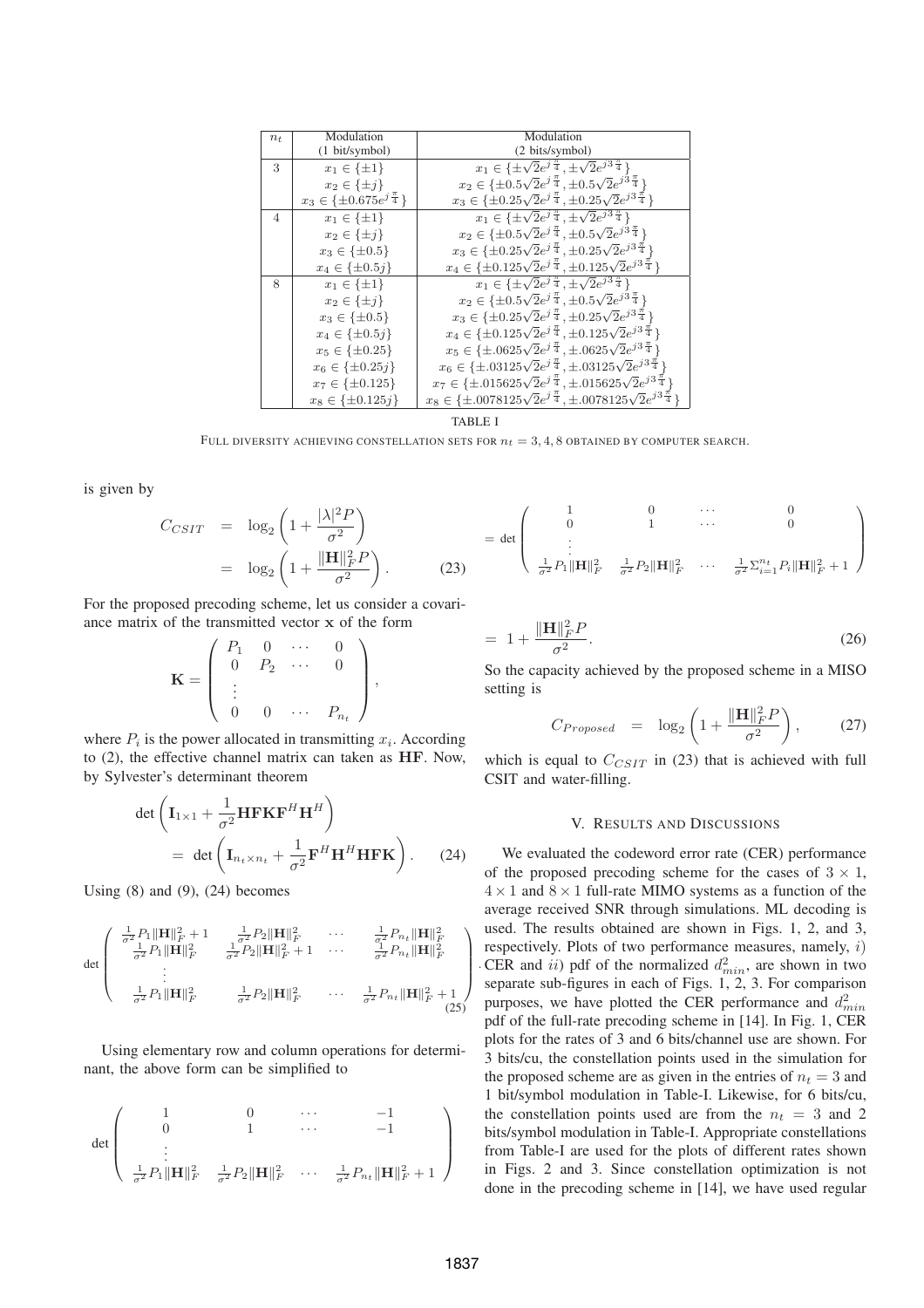| $n_t$ | Modulation (1 bit/symbol) | Modulation (2 bits/symbol) |
|---|---|---|
| 3 | $x_1 \in \{\pm 1\}$ | $x_1 \in \{\pm\sqrt{2}e^{j\frac{\pi}{4}}, \pm\sqrt{2}e^{j3\frac{\pi}{4}}\}$ |
| | $x_2 \in \{\pm j\}$ | $x_2 \in \{\pm 0.5\sqrt{2}e^{j\frac{\pi}{4}}, \pm 0.5\sqrt{2}e^{j3\frac{\pi}{4}}\}$ |
| | $x_3 \in \{\pm 0.675 e^{j\frac{\pi}{4}}\}$ | $x_3 \in \{\pm 0.25\sqrt{2}e^{j\frac{\pi}{4}}, \pm 0.25\sqrt{2}e^{j3\frac{\pi}{4}}\}$ |
| 4 | $x_1 \in \{\pm 1\}$ | $x_1 \in \{\pm\sqrt{2}e^{j\frac{\pi}{4}}, \pm\sqrt{2}e^{j3\frac{\pi}{4}}\}$ |
| | $x_2 \in \{\pm j\}$ | $x_2 \in \{\pm 0.5\sqrt{2}e^{j\frac{\pi}{4}}, \pm 0.5\sqrt{2}e^{j3\frac{\pi}{4}}\}$ |
| | $x_3 \in \{\pm 0.5\}$ | $x_3 \in \{\pm 0.25\sqrt{2}e^{j\frac{\pi}{4}}, \pm 0.25\sqrt{2}e^{j3\frac{\pi}{4}}\}$ |
| | $x_4 \in \{\pm 0.5j\}$ | $x_4 \in \{\pm 0.125\sqrt{2}e^{j\frac{\pi}{4}}, \pm 0.125\sqrt{2}e^{j3\frac{\pi}{4}}\}$ |
| 8 | $x_1 \in \{\pm 1\}$ | $x_1 \in \{\pm\sqrt{2}e^{j\frac{\pi}{4}}, \pm\sqrt{2}e^{j3\frac{\pi}{4}}\}$ |
| | $x_2 \in \{\pm j\}$ | $x_2 \in \{\pm 0.5\sqrt{2}e^{j\frac{\pi}{4}}, \pm 0.5\sqrt{2}e^{j3\frac{\pi}{4}}\}$ |
| | $x_3 \in \{\pm 0.5\}$ | $x_3 \in \{\pm 0.25\sqrt{2}e^{j\frac{\pi}{4}}, \pm 0.25\sqrt{2}e^{j3\frac{\pi}{4}}\}$ |
| | $x_4 \in \{\pm 0.5j\}$ | $x_4 \in \{\pm 0.125\sqrt{2}e^{j\frac{\pi}{4}}, \pm 0.125\sqrt{2}e^{j3\frac{\pi}{4}}\}$ |
| | $x_5 \in \{\pm 0.25\}$ | $x_5 \in \{\pm .0625\sqrt{2}e^{j\frac{\pi}{4}}, \pm .0625\sqrt{2}e^{j3\frac{\pi}{4}}\}$ |
| | $x_6 \in \{\pm 0.25j\}$ | $x_6 \in \{\pm .03125\sqrt{2}e^{j\frac{\pi}{4}}, \pm .03125\sqrt{2}e^{j3\frac{\pi}{4}}\}$ |
| | $x_7 \in \{\pm 0.125\}$ | $x_7 \in \{\pm .015625\sqrt{2}e^{j\frac{\pi}{4}}, \pm .015625\sqrt{2}e^{j3\frac{\pi}{4}}\}$ |
| | $x_8 \in \{\pm 0.125j\}$ | $x_8 \in \{\pm .0078125\sqrt{2}e^{j\frac{\pi}{4}}, \pm .0078125\sqrt{2}e^{j3\frac{\pi}{4}}\}$ |

TABLE I

FULL DIVERSITY ACHIEVING CONSTELLATION SETS FOR $n_t = 3, 4, 8$ OBTAINED BY COMPUTER SEARCH.

is given by

$$\begin{aligned} C_{CSIT} &= \log_2\left(1 + \frac{|\lambda|^2 P}{\sigma^2}\right) \\ &= \log_2\left(1 + \frac{\|\mathbf{H}\|_F^2 P}{\sigma^2}\right). \end{aligned} \tag{23}$$

For the proposed precoding scheme, let us consider a covariance matrix of the transmitted vector $\mathbf{x}$ of the form

$$\mathbf{K} = \begin{pmatrix} P_1 & 0 & \cdots & 0 \\ 0 & P_2 & \cdots & 0 \\ \vdots & & & \\ 0 & 0 & \cdots & P_{n_t} \end{pmatrix},$$

where $P_i$ is the power allocated in transmitting $x_i$. According to (2), the effective channel matrix can taken as $\mathbf{HF}$. Now, by Sylvester's determinant theorem

$$\begin{aligned} &\det\left(\mathbf{I}_{1\times 1} + \frac{1}{\sigma^2}\mathbf{HFKF}^H\mathbf{H}^H\right) \\ &= \det\left(\mathbf{I}_{n_t \times n_t} + \frac{1}{\sigma^2}\mathbf{F}^H\mathbf{H}^H\mathbf{HFK}\right). \end{aligned} \tag{24}$$

Using (8) and (9), (24) becomes

$$\det\begin{pmatrix} \frac{1}{\sigma^2}P_1\|\mathbf{H}\|_F^2 + 1 & \frac{1}{\sigma^2}P_2\|\mathbf{H}\|_F^2 & \cdots & \frac{1}{\sigma^2}P_{n_t}\|\mathbf{H}\|_F^2 \\ \frac{1}{\sigma^2}P_1\|\mathbf{H}\|_F^2 & \frac{1}{\sigma^2}P_2\|\mathbf{H}\|_F^2 + 1 & \cdots & \frac{1}{\sigma^2}P_{n_t}\|\mathbf{H}\|_F^2 \\ \vdots & & & \\ \frac{1}{\sigma^2}P_1\|\mathbf{H}\|_F^2 & \frac{1}{\sigma^2}P_2\|\mathbf{H}\|_F^2 & \cdots & \frac{1}{\sigma^2}P_{n_t}\|\mathbf{H}\|_F^2 + 1 \end{pmatrix} \tag{25}$$

Using elementary row and column operations for determinant, the above form can be simplified to

$$\det\begin{pmatrix} 1 & 0 & \cdots & -1 \\ 0 & 1 & \cdots & -1 \\ \vdots & & & \\ \frac{1}{\sigma^2}P_1\|\mathbf{H}\|_F^2 & \frac{1}{\sigma^2}P_2\|\mathbf{H}\|_F^2 & \cdots & \frac{1}{\sigma^2}P_{n_t}\|\mathbf{H}\|_F^2 + 1 \end{pmatrix}$$

$$= \det\begin{pmatrix} 1 & 0 & \cdots & 0 \\ 0 & 1 & \cdots & 0 \\ \vdots & & & \\ \frac{1}{\sigma^2}P_1\|\mathbf{H}\|_F^2 & \frac{1}{\sigma^2}P_2\|\mathbf{H}\|_F^2 & \cdots & \frac{1}{\sigma^2}\Sigma_{i=1}^{n_t}P_i\|\mathbf{H}\|_F^2 + 1 \end{pmatrix}$$

$$= 1 + \frac{\|\mathbf{H}\|_F^2 P}{\sigma^2}. \tag{26}$$

So the capacity achieved by the proposed scheme in a MISO setting is

$$C_{Proposed} = \log_2\left(1 + \frac{\|\mathbf{H}\|_F^2 P}{\sigma^2}\right), \tag{27}$$

which is equal to $C_{CSIT}$ in (23) that is achieved with full CSIT and water-filling.

## V. RESULTS AND DISCUSSIONS

We evaluated the codeword error rate (CER) performance of the proposed precoding scheme for the cases of $3 \times 1$, $4 \times 1$ and $8 \times 1$ full-rate MIMO systems as a function of the average received SNR through simulations. ML decoding is used. The results obtained are shown in Figs. 1, 2, and 3, respectively. Plots of two performance measures, namely, *i)* CER and *ii)* pdf of the normalized $d_{min}^2$, are shown in two separate sub-figures in each of Figs. 1, 2, 3. For comparison purposes, we have plotted the CER performance and $d_{min}^2$ pdf of the full-rate precoding scheme in [14]. In Fig. 1, CER plots for the rates of 3 and 6 bits/channel use are shown. For 3 bits/cu, the constellation points used in the simulation for the proposed scheme are as given in the entries of $n_t = 3$ and 1 bit/symbol modulation in Table-I. Likewise, for 6 bits/cu, the constellation points used are from the $n_t = 3$ and 2 bits/symbol modulation in Table-I. Appropriate constellations from Table-I are used for the plots of different rates shown in Figs. 2 and 3. Since constellation optimization is not done in the precoding scheme in [14], we have used regular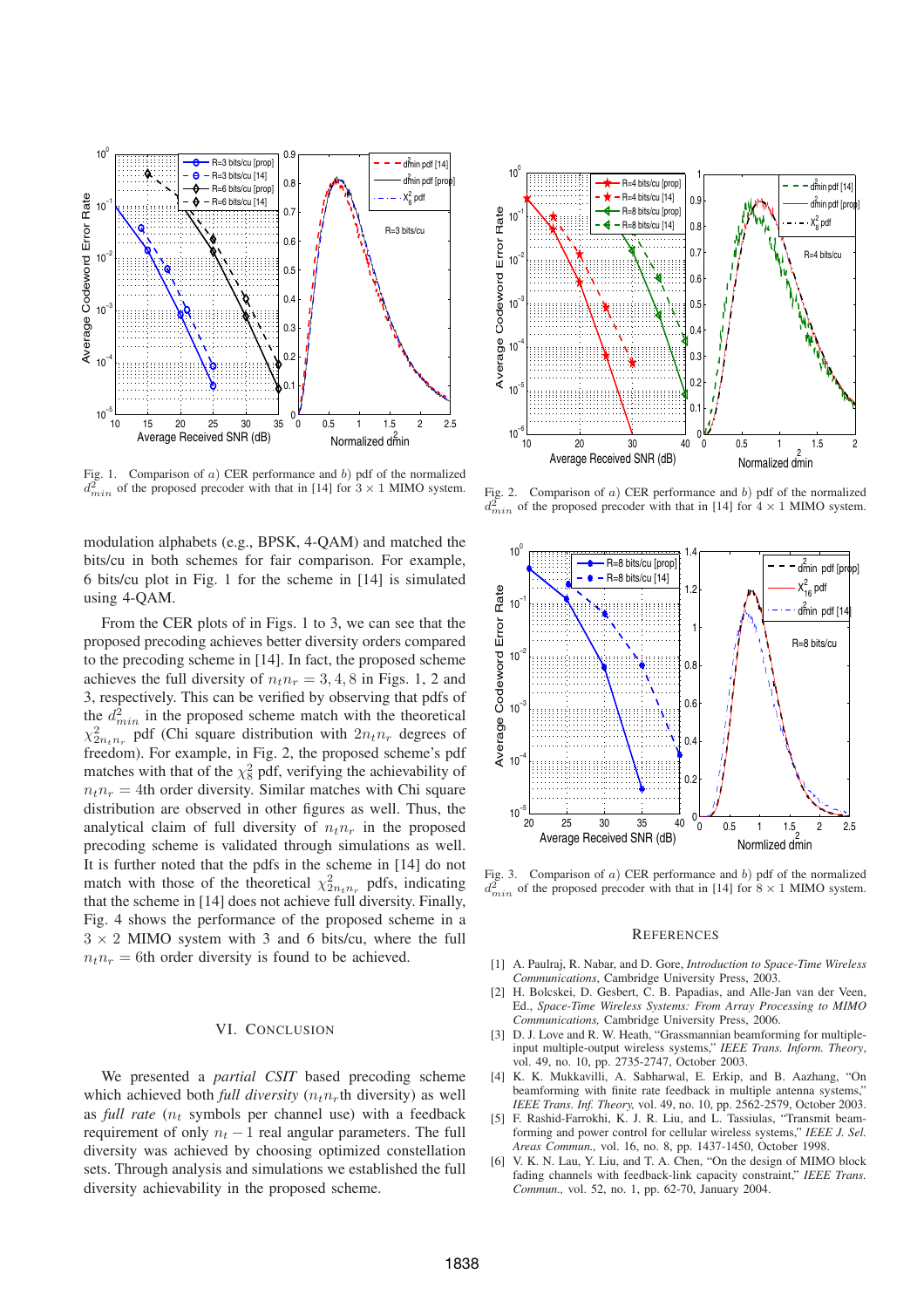Fig. 1. Comparison of $a$) CER performance and $b$) pdf of the normalized $d^2_{min}$ of the proposed precoder with that in [14] for $3 \times 1$ MIMO system.

modulation alphabets (e.g., BPSK, 4-QAM) and matched the bits/cu in both schemes for fair comparison. For example, 6 bits/cu plot in Fig. 1 for the scheme in [14] is simulated using 4-QAM.

From the CER plots of in Figs. 1 to 3, we can see that the proposed precoding achieves better diversity orders compared to the precoding scheme in [14]. In fact, the proposed scheme achieves the full diversity of $n_t n_r = 3, 4, 8$ in Figs. 1, 2 and 3, respectively. This can be verified by observing that pdfs of the $d^2_{min}$ in the proposed scheme match with the theoretical $\chi^2_{2n_t n_r}$ pdf (Chi square distribution with $2n_t n_r$ degrees of freedom). For example, in Fig. 2, the proposed scheme's pdf matches with that of the $\chi^2_8$ pdf, verifying the achievability of $n_t n_r = 4$th order diversity. Similar matches with Chi square distribution are observed in other figures as well. Thus, the analytical claim of full diversity of $n_t n_r$ in the proposed precoding scheme is validated through simulations as well. It is further noted that the pdfs in the scheme in [14] do not match with those of the theoretical $\chi^2_{2n_t n_r}$ pdfs, indicating that the scheme in [14] does not achieve full diversity. Finally, Fig. 4 shows the performance of the proposed scheme in a $3 \times 2$ MIMO system with 3 and 6 bits/cu, where the full $n_t n_r = 6$th order diversity is found to be achieved.

## VI. Conclusion

We presented a *partial CSIT* based precoding scheme which achieved both *full diversity* ($n_t n_r$th diversity) as well as *full rate* ($n_t$ symbols per channel use) with a feedback requirement of only $n_t - 1$ real angular parameters. The full diversity was achieved by choosing optimized constellation sets. Through analysis and simulations we established the full diversity achievability in the proposed scheme.

Fig. 2. Comparison of $a$) CER performance and $b$) pdf of the normalized $d^2_{min}$ of the proposed precoder with that in [14] for $4 \times 1$ MIMO system.

Fig. 3. Comparison of $a$) CER performance and $b$) pdf of the normalized $d^2_{min}$ of the proposed precoder with that in [14] for $8 \times 1$ MIMO system.

## References

[1] A. Paulraj, R. Nabar, and D. Gore, *Introduction to Space-Time Wireless Communications*, Cambridge University Press, 2003.

[2] H. Bolcskei, D. Gesbert, C. B. Papadias, and Alle-Jan van der Veen, Ed., *Space-Time Wireless Systems: From Array Processing to MIMO Communications,* Cambridge University Press, 2006.

[3] D. J. Love and R. W. Heath, "Grassmannian beamforming for multiple-input multiple-output wireless systems," *IEEE Trans. Inform. Theory*, vol. 49, no. 10, pp. 2735-2747, October 2003.

[4] K. K. Mukkavilli, A. Sabharwal, E. Erkip, and B. Aazhang, "On beamforming with finite rate feedback in multiple antenna systems," *IEEE Trans. Inf. Theory,* vol. 49, no. 10, pp. 2562-2579, October 2003.

[5] F. Rashid-Farrokhi, K. J. R. Liu, and L. Tassiulas, "Transmit beamforming and power control for cellular wireless systems," *IEEE J. Sel. Areas Commun.,* vol. 16, no. 8, pp. 1437-1450, October 1998.

[6] V. K. N. Lau, Y. Liu, and T. A. Chen, "On the design of MIMO block fading channels with feedback-link capacity constraint," *IEEE Trans. Commun.,* vol. 52, no. 1, pp. 62-70, January 2004.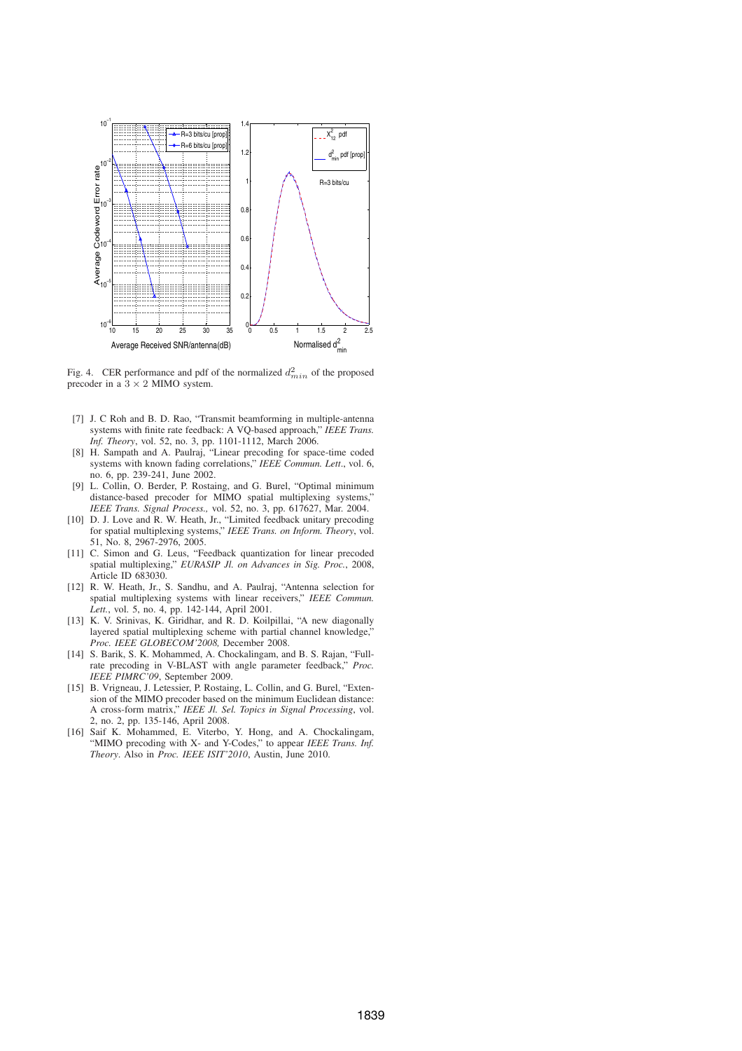Average Codeword Error rate

$10^{-1}$ $10^{-2}$ $10^{-3}$ $10^{-4}$ $10^{-5}$ $10^{-6}$

10 15 20 25 30 35

Average Received SNR/antenna(dB)

R=3 bits/cu [prop]

R=6 bits/cu [prop]

1.4 1.2 1 0.8 0.6 0.4 0.2 0

0 0.5 1 1.5 2 2.5

Normalised $d^2_{min}$

$\chi^2_{12}$ pdf

$d^2_{min}$ pdf [prop]

R=3 bits/cu

Fig. 4. CER performance and pdf of the normalized $d^2_{min}$ of the proposed precoder in a $3 \times 2$ MIMO system.

[7] J. C Roh and B. D. Rao, "Transmit beamforming in multiple-antenna systems with finite rate feedback: A VQ-based approach," *IEEE Trans. Inf. Theory*, vol. 52, no. 3, pp. 1101-1112, March 2006.

[8] H. Sampath and A. Paulraj, "Linear precoding for space-time coded systems with known fading correlations," *IEEE Commun. Lett*., vol. 6, no. 6, pp. 239-241, June 2002.

[9] L. Collin, O. Berder, P. Rostaing, and G. Burel, "Optimal minimum distance-based precoder for MIMO spatial multiplexing systems," *IEEE Trans. Signal Process.,* vol. 52, no. 3, pp. 617627, Mar. 2004.

[10] D. J. Love and R. W. Heath, Jr., "Limited feedback unitary precoding for spatial multiplexing systems," *IEEE Trans. on Inform. Theory*, vol. 51, No. 8, 2967-2976, 2005.

[11] C. Simon and G. Leus, "Feedback quantization for linear precoded spatial multiplexing," *EURASIP Jl. on Advances in Sig. Proc.*, 2008, Article ID 683030.

[12] R. W. Heath, Jr., S. Sandhu, and A. Paulraj, "Antenna selection for spatial multiplexing systems with linear receivers," *IEEE Commun. Lett.*, vol. 5, no. 4, pp. 142-144, April 2001.

[13] K. V. Srinivas, K. Giridhar, and R. D. Koilpillai, "A new diagonally layered spatial multiplexing scheme with partial channel knowledge," *Proc. IEEE GLOBECOM'2008,* December 2008.

[14] S. Barik, S. K. Mohammed, A. Chockalingam, and B. S. Rajan, "Full-rate precoding in V-BLAST with angle parameter feedback," *Proc. IEEE PIMRC'09*, September 2009.

[15] B. Vrigneau, J. Letessier, P. Rostaing, L. Collin, and G. Burel, "Extension of the MIMO precoder based on the minimum Euclidean distance: A cross-form matrix," *IEEE Jl. Sel. Topics in Signal Processing*, vol. 2, no. 2, pp. 135-146, April 2008.

[16] Saif K. Mohammed, E. Viterbo, Y. Hong, and A. Chockalingam, "MIMO precoding with X- and Y-Codes," to appear *IEEE Trans. Inf. Theory*. Also in *Proc. IEEE ISIT'2010*, Austin, June 2010.